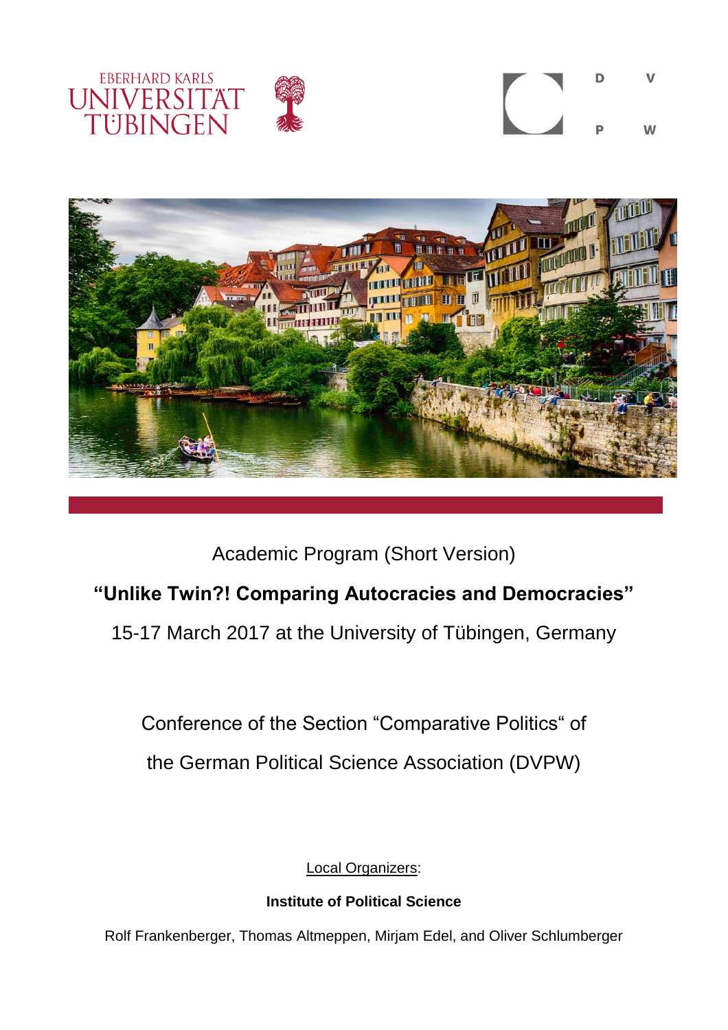Academic Program (Short Version)

**“Unlike Twin?! Comparing Autocracies and Democracies”**

15-17 March 2017 at the University of Tübingen, Germany

Conference of the Section “Comparative Politics“ of

the German Political Science Association (DVPW)

Local Organizers:

**Institute of Political Science**

Rolf Frankenberger, Thomas Altmeppen, Mirjam Edel, and Oliver Schlumberger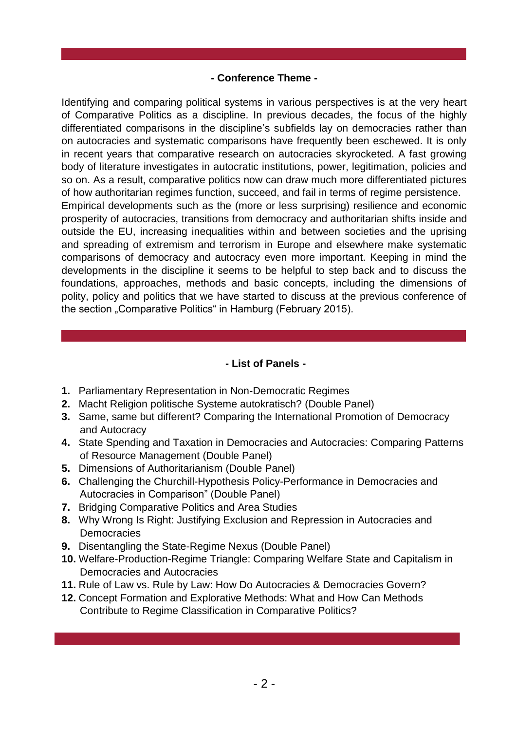## - Conference Theme -

Identifying and comparing political systems in various perspectives is at the very heart of Comparative Politics as a discipline. In previous decades, the focus of the highly differentiated comparisons in the discipline's subfields lay on democracies rather than on autocracies and systematic comparisons have frequently been eschewed. It is only in recent years that comparative research on autocracies skyrocketed. A fast growing body of literature investigates in autocratic institutions, power, legitimation, policies and so on. As a result, comparative politics now can draw much more differentiated pictures of how authoritarian regimes function, succeed, and fail in terms of regime persistence.
Empirical developments such as the (more or less surprising) resilience and economic prosperity of autocracies, transitions from democracy and authoritarian shifts inside and outside the EU, increasing inequalities within and between societies and the uprising and spreading of extremism and terrorism in Europe and elsewhere make systematic comparisons of democracy and autocracy even more important. Keeping in mind the developments in the discipline it seems to be helpful to step back and to discuss the foundations, approaches, methods and basic concepts, including the dimensions of polity, policy and politics that we have started to discuss at the previous conference of the section „Comparative Politics" in Hamburg (February 2015).

## - List of Panels -

1. Parliamentary Representation in Non-Democratic Regimes
2. Macht Religion politische Systeme autokratisch? (Double Panel)
3. Same, same but different? Comparing the International Promotion of Democracy and Autocracy
4. State Spending and Taxation in Democracies and Autocracies: Comparing Patterns of Resource Management (Double Panel)
5. Dimensions of Authoritarianism (Double Panel)
6. Challenging the Churchill-Hypothesis Policy-Performance in Democracies and Autocracies in Comparison" (Double Panel)
7. Bridging Comparative Politics and Area Studies
8. Why Wrong Is Right: Justifying Exclusion and Repression in Autocracies and Democracies
9. Disentangling the State-Regime Nexus (Double Panel)
10. Welfare-Production-Regime Triangle: Comparing Welfare State and Capitalism in Democracies and Autocracies
11. Rule of Law vs. Rule by Law: How Do Autocracies & Democracies Govern?
12. Concept Formation and Explorative Methods: What and How Can Methods Contribute to Regime Classification in Comparative Politics?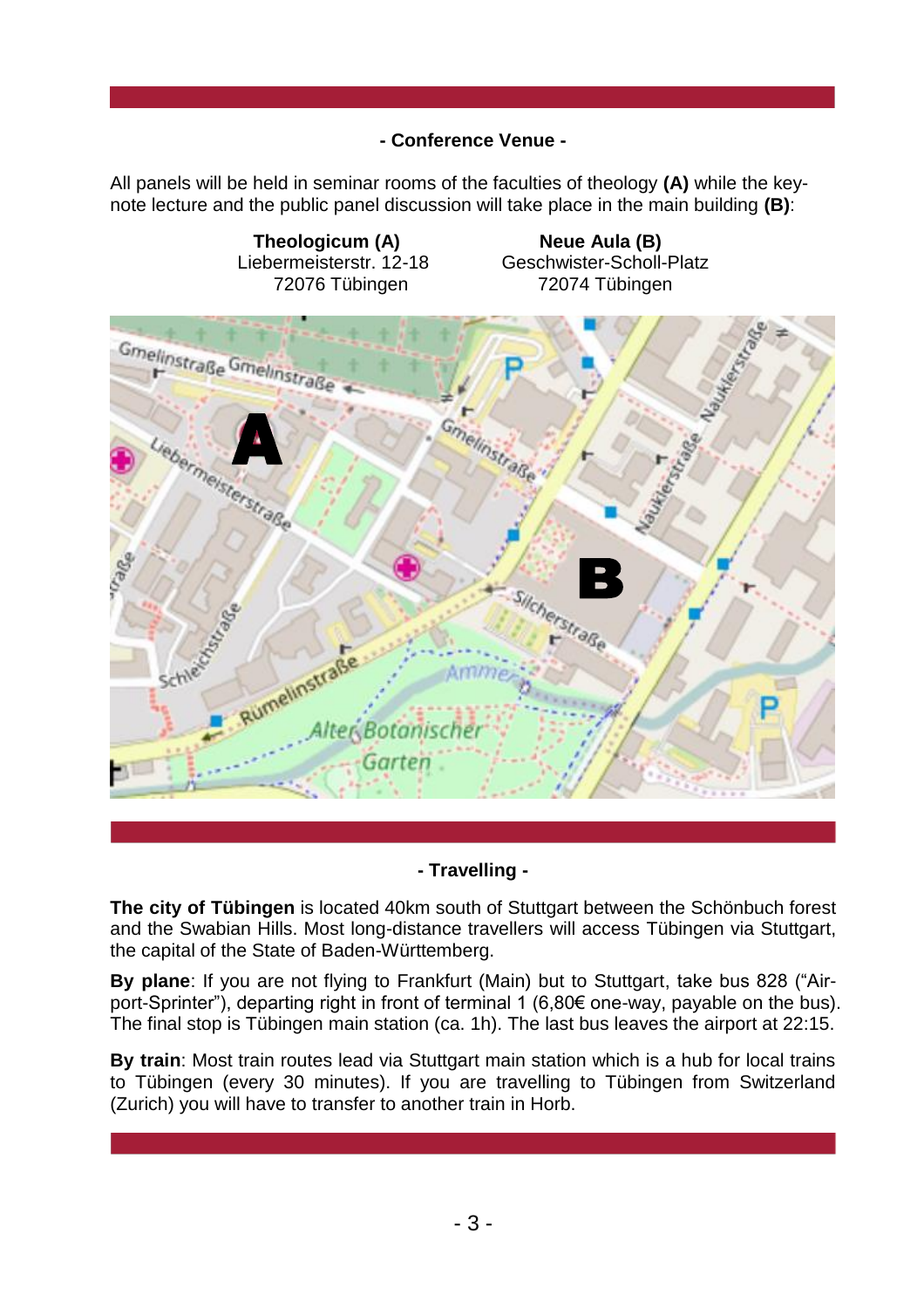## - Conference Venue -

All panels will be held in seminar rooms of the faculties of theology **(A)** while the key-note lecture and the public panel discussion will take place in the main building **(B)**:

**Theologicum (A)**
Liebermeisterstr. 12-18
72076 Tübingen

**Neue Aula (B)**
Geschwister-Scholl-Platz
72074 Tübingen

## - Travelling -

**The city of Tübingen** is located 40km south of Stuttgart between the Schönbuch forest and the Swabian Hills. Most long-distance travellers will access Tübingen via Stuttgart, the capital of the State of Baden-Württemberg.

**By plane**: If you are not flying to Frankfurt (Main) but to Stuttgart, take bus 828 ("Air-port-Sprinter"), departing right in front of terminal 1 (6,80€ one-way, payable on the bus). The final stop is Tübingen main station (ca. 1h). The last bus leaves the airport at 22:15.

**By train**: Most train routes lead via Stuttgart main station which is a hub for local trains to Tübingen (every 30 minutes). If you are travelling to Tübingen from Switzerland (Zurich) you will have to transfer to another train in Horb.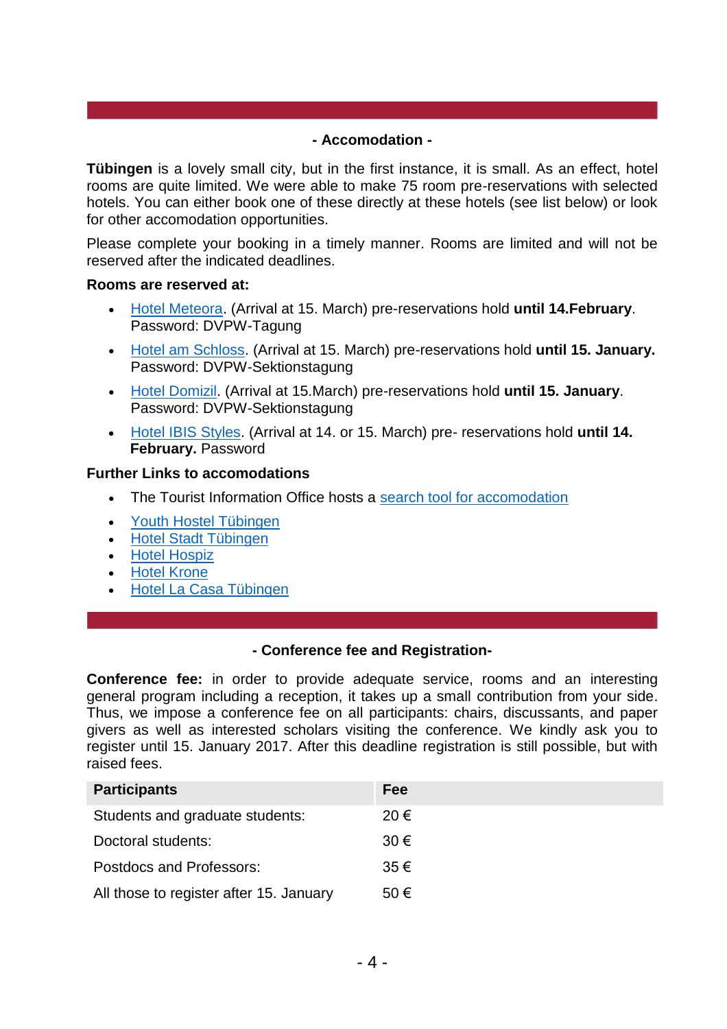## - Accomodation -

**Tübingen** is a lovely small city, but in the first instance, it is small. As an effect, hotel rooms are quite limited. We were able to make 75 room pre-reservations with selected hotels. You can either book one of these directly at these hotels (see list below) or look for other accomodation opportunities.

Please complete your booking in a timely manner. Rooms are limited and will not be reserved after the indicated deadlines.

**Rooms are reserved at:**

- Hotel Meteora. (Arrival at 15. March) pre-reservations hold **until 14.February**. Password: DVPW-Tagung
- Hotel am Schloss. (Arrival at 15. March) pre-reservations hold **until 15. January.** Password: DVPW-Sektionstagung
- Hotel Domizil. (Arrival at 15.March) pre-reservations hold **until 15. January**. Password: DVPW-Sektionstagung
- Hotel IBIS Styles. (Arrival at 14. or 15. March) pre- reservations hold **until 14. February.** Password

**Further Links to accomodations**

- The Tourist Information Office hosts a search tool for accomodation
- Youth Hostel Tübingen
- Hotel Stadt Tübingen
- Hotel Hospiz
- Hotel Krone
- Hotel La Casa Tübingen

## - Conference fee and Registration-

**Conference fee:** in order to provide adequate service, rooms and an interesting general program including a reception, it takes up a small contribution from your side. Thus, we impose a conference fee on all participants: chairs, discussants, and paper givers as well as interested scholars visiting the conference. We kindly ask you to register until 15. January 2017. After this deadline registration is still possible, but with raised fees.

| Participants | Fee |
|---|---|
| Students and graduate students: | 20 € |
| Doctoral students: | 30 € |
| Postdocs and Professors: | 35 € |
| All those to register after 15. January | 50 € |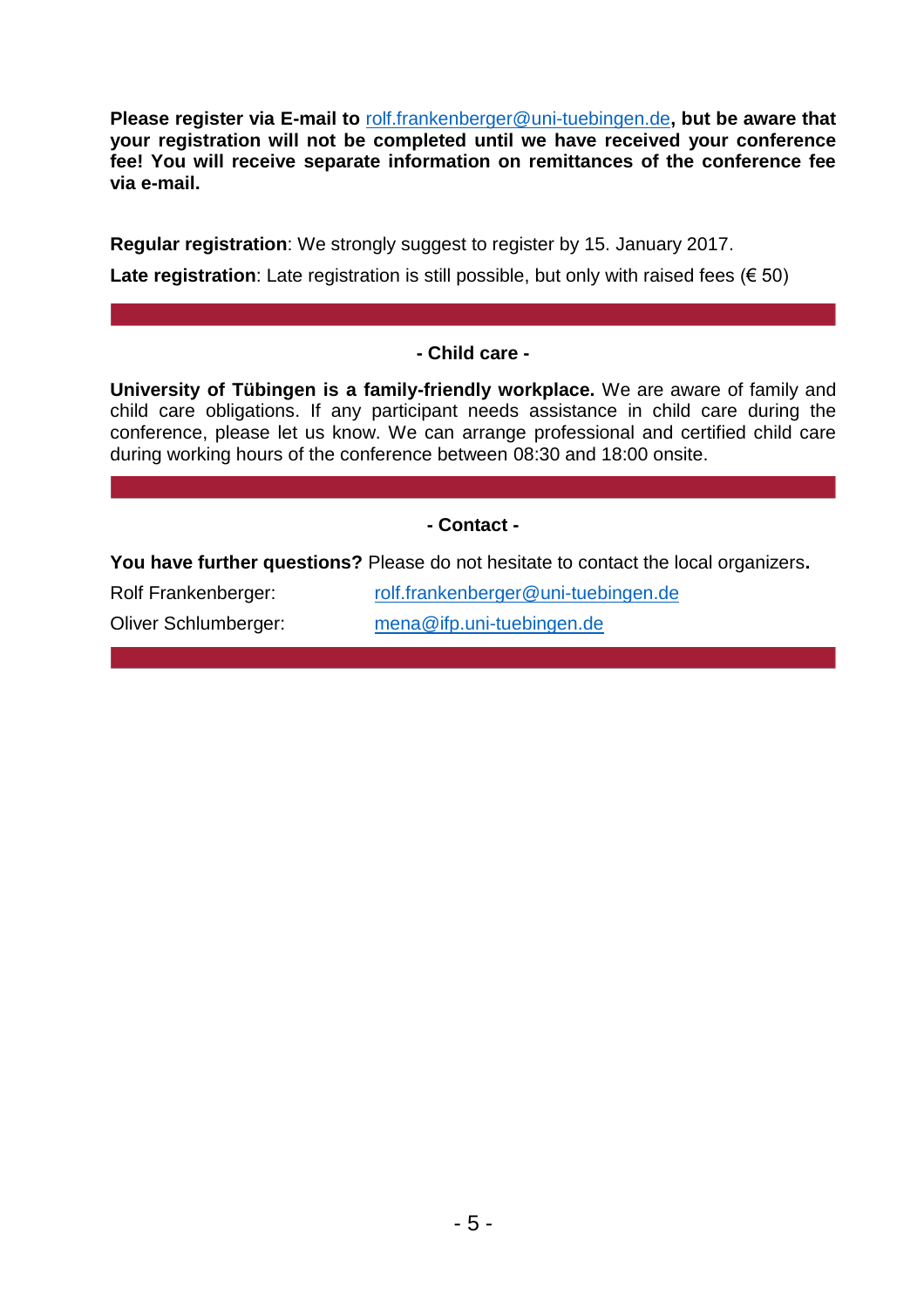**Please register via E-mail to rolf.frankenberger@uni-tuebingen.de, but be aware that your registration will not be completed until we have received your conference fee! You will receive separate information on remittances of the conference fee via e-mail.**

**Regular registration**: We strongly suggest to register by 15. January 2017.

**Late registration**: Late registration is still possible, but only with raised fees (€ 50)

---

## - Child care -

**University of Tübingen is a family-friendly workplace.** We are aware of family and child care obligations. If any participant needs assistance in child care during the conference, please let us know. We can arrange professional and certified child care during working hours of the conference between 08:30 and 18:00 onsite.

---

## - Contact -

**You have further questions?** Please do not hesitate to contact the local organizers**.**

| | |
|---|---|
| Rolf Frankenberger: | rolf.frankenberger@uni-tuebingen.de |
| Oliver Schlumberger: | mena@ifp.uni-tuebingen.de |

---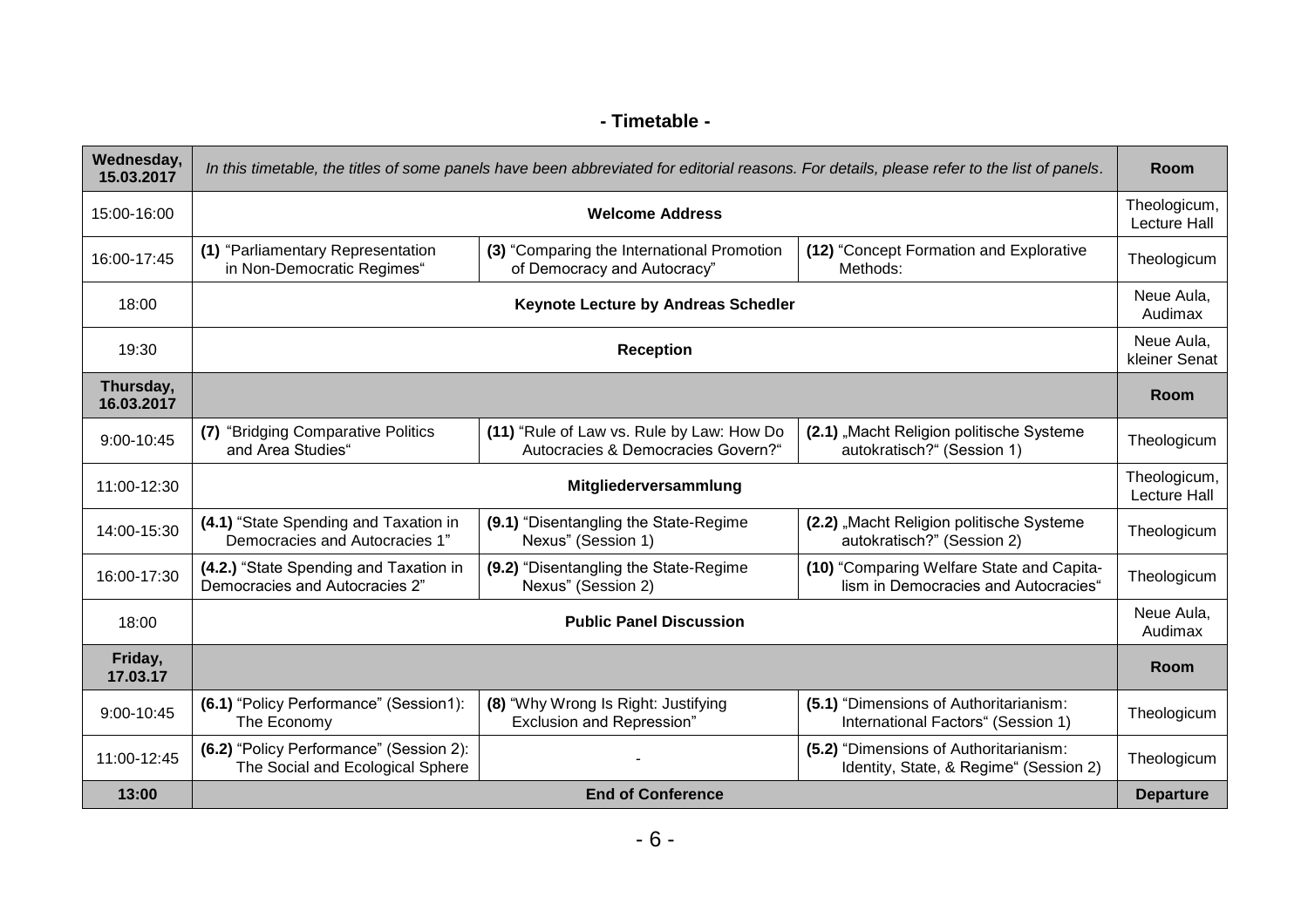## - Timetable -

| Wednesday, 15.03.2017 | *In this timetable, the titles of some panels have been abbreviated for editorial reasons. For details, please refer to the list of panels.* | | | Room |
|---|---|---|---|---|
| 15:00-16:00 | **Welcome Address** | | | Theologicum, Lecture Hall |
| 16:00-17:45 | **(1)** "Parliamentary Representation in Non-Democratic Regimes" | **(3)** "Comparing the International Promotion of Democracy and Autocracy" | **(12)** "Concept Formation and Explorative Methods: | Theologicum |
| 18:00 | **Keynote Lecture by Andreas Schedler** | | | Neue Aula, Audimax |
| 19:30 | **Reception** | | | Neue Aula, kleiner Senat |
| **Thursday, 16.03.2017** | | | | **Room** |
| 9:00-10:45 | **(7)** "Bridging Comparative Politics and Area Studies" | **(11)** "Rule of Law vs. Rule by Law: How Do Autocracies & Democracies Govern?" | **(2.1)** „Macht Religion politische Systeme autokratisch?" (Session 1) | Theologicum |
| 11:00-12:30 | **Mitgliederversammlung** | | | Theologicum, Lecture Hall |
| 14:00-15:30 | **(4.1)** "State Spending and Taxation in Democracies and Autocracies 1" | **(9.1)** "Disentangling the State-Regime Nexus" (Session 1) | **(2.2)** „Macht Religion politische Systeme autokratisch?" (Session 2) | Theologicum |
| 16:00-17:30 | **(4.2.)** "State Spending and Taxation in Democracies and Autocracies 2" | **(9.2)** "Disentangling the State-Regime Nexus" (Session 2) | **(10)** "Comparing Welfare State and Capitalism in Democracies and Autocracies" | Theologicum |
| 18:00 | **Public Panel Discussion** | | | Neue Aula, Audimax |
| **Friday, 17.03.17** | | | | **Room** |
| 9:00-10:45 | **(6.1)** "Policy Performance" (Session1): The Economy | **(8)** "Why Wrong Is Right: Justifying Exclusion and Repression" | **(5.1)** "Dimensions of Authoritarianism: International Factors" (Session 1) | Theologicum |
| 11:00-12:45 | **(6.2)** "Policy Performance" (Session 2): The Social and Ecological Sphere | - | **(5.2)** "Dimensions of Authoritarianism: Identity, State, & Regime" (Session 2) | Theologicum |
| **13:00** | **End of Conference** | | | **Departure** |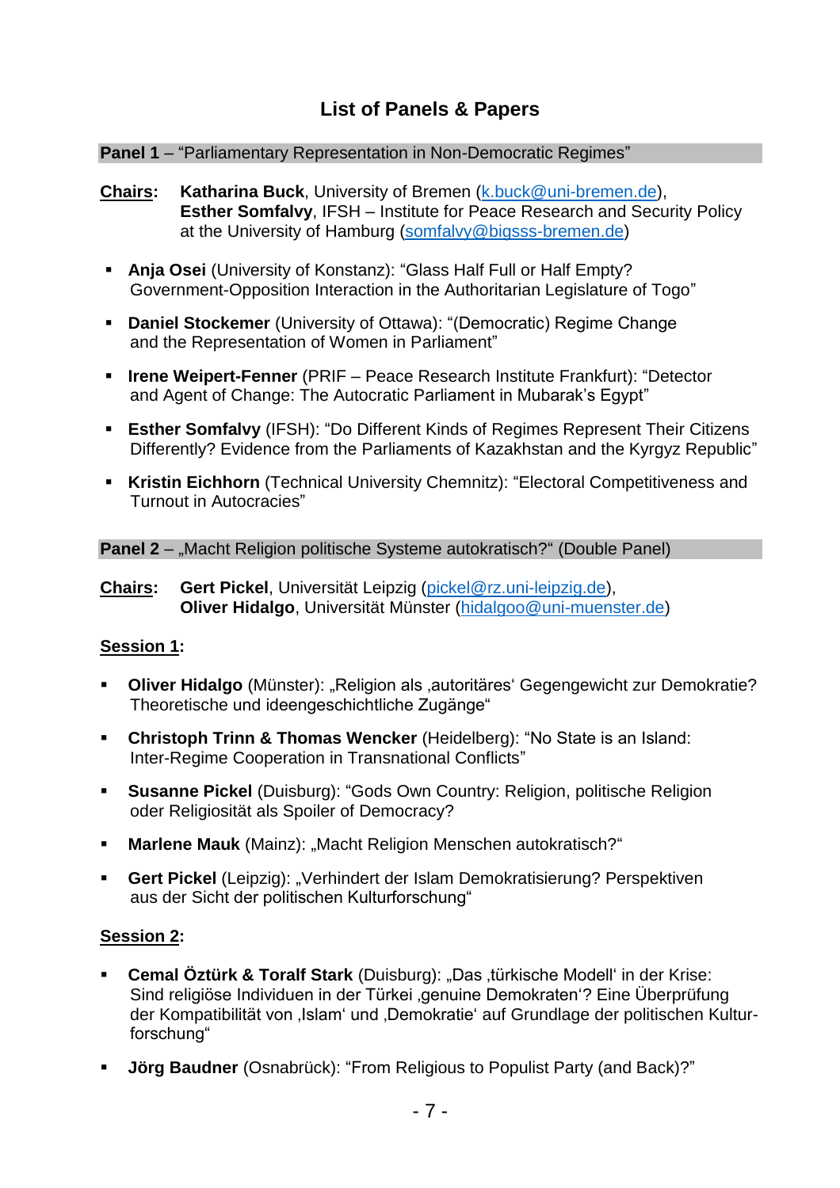## List of Panels & Papers

**Panel 1** – "Parliamentary Representation in Non-Democratic Regimes"

**Chairs:** **Katharina Buck**, University of Bremen (k.buck@uni-bremen.de),
**Esther Somfalvy**, IFSH – Institute for Peace Research and Security Policy at the University of Hamburg (somfalvy@bigsss-bremen.de)

- **Anja Osei** (University of Konstanz): "Glass Half Full or Half Empty? Government-Opposition Interaction in the Authoritarian Legislature of Togo"
- **Daniel Stockemer** (University of Ottawa): "(Democratic) Regime Change and the Representation of Women in Parliament"
- **Irene Weipert-Fenner** (PRIF – Peace Research Institute Frankfurt): "Detector and Agent of Change: The Autocratic Parliament in Mubarak's Egypt"
- **Esther Somfalvy** (IFSH): "Do Different Kinds of Regimes Represent Their Citizens Differently? Evidence from the Parliaments of Kazakhstan and the Kyrgyz Republic"
- **Kristin Eichhorn** (Technical University Chemnitz): "Electoral Competitiveness and Turnout in Autocracies"

**Panel 2** – „Macht Religion politische Systeme autokratisch?" (Double Panel)

**Chairs:** **Gert Pickel**, Universität Leipzig (pickel@rz.uni-leipzig.de),
**Oliver Hidalgo**, Universität Münster (hidalgoo@uni-muenster.de)

**Session 1:**

- **Oliver Hidalgo** (Münster): „Religion als ‚autoritäres' Gegengewicht zur Demokratie? Theoretische und ideengeschichtliche Zugänge"
- **Christoph Trinn & Thomas Wencker** (Heidelberg): "No State is an Island: Inter-Regime Cooperation in Transnational Conflicts"
- **Susanne Pickel** (Duisburg): "Gods Own Country: Religion, politische Religion oder Religiosität als Spoiler of Democracy?
- **Marlene Mauk** (Mainz): „Macht Religion Menschen autokratisch?"
- **Gert Pickel** (Leipzig): „Verhindert der Islam Demokratisierung? Perspektiven aus der Sicht der politischen Kulturforschung"

**Session 2:**

- **Cemal Öztürk & Toralf Stark** (Duisburg): „Das ‚türkische Modell' in der Krise: Sind religiöse Individuen in der Türkei ‚genuine Demokraten'? Eine Überprüfung der Kompatibilität von ‚Islam' und ‚Demokratie' auf Grundlage der politischen Kulturforschung"
- **Jörg Baudner** (Osnabrück): "From Religious to Populist Party (and Back)?"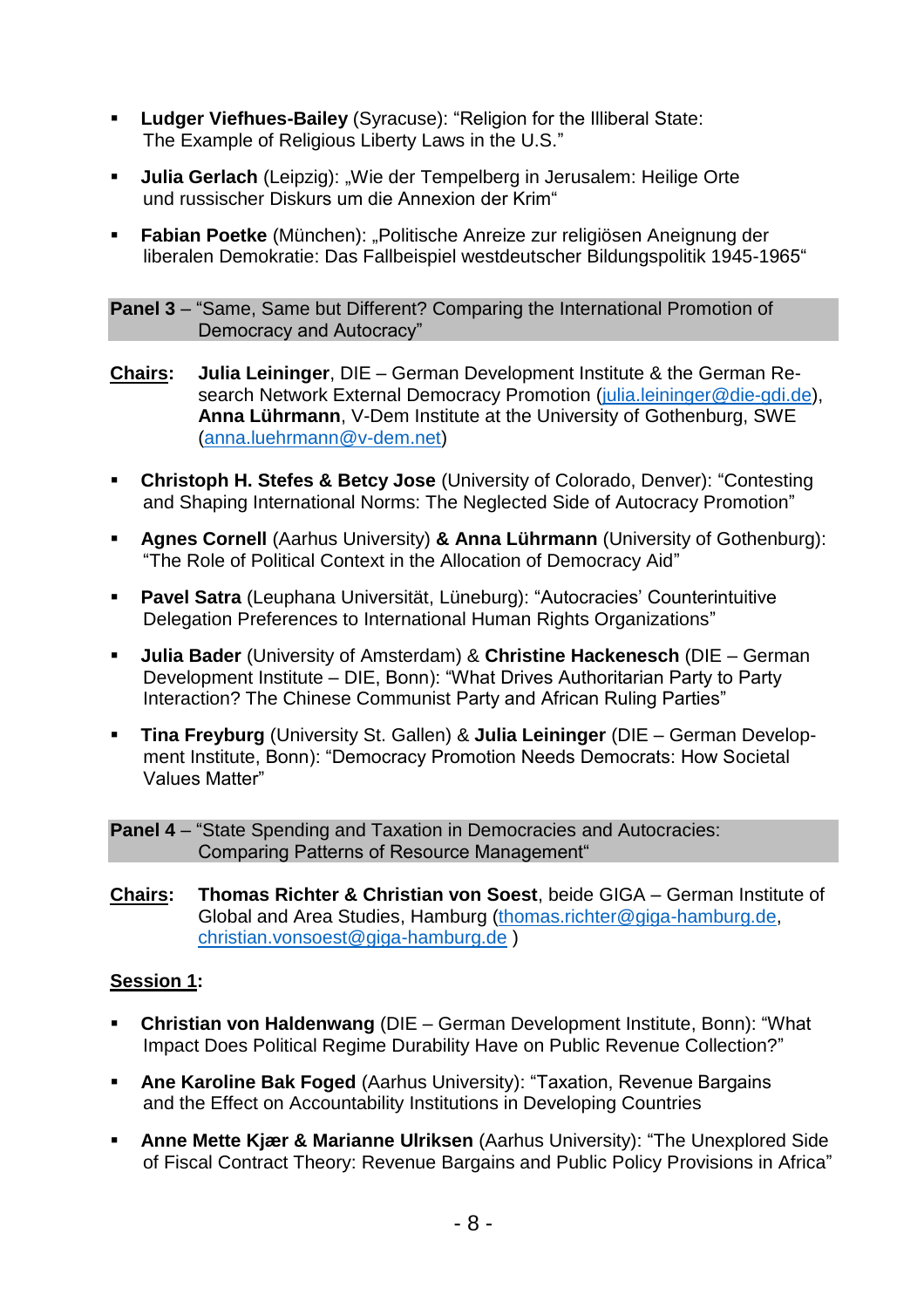- **Ludger Viefhues-Bailey** (Syracuse): "Religion for the Illiberal State: The Example of Religious Liberty Laws in the U.S."
- **Julia Gerlach** (Leipzig): „Wie der Tempelberg in Jerusalem: Heilige Orte und russischer Diskurs um die Annexion der Krim"
- **Fabian Poetke** (München): „Politische Anreize zur religiösen Aneignung der liberalen Demokratie: Das Fallbeispiel westdeutscher Bildungspolitik 1945-1965"

**Panel 3** – "Same, Same but Different? Comparing the International Promotion of Democracy and Autocracy"

**Chairs:** **Julia Leininger**, DIE – German Development Institute & the German Research Network External Democracy Promotion (julia.leininger@die-gdi.de), **Anna Lührmann**, V-Dem Institute at the University of Gothenburg, SWE (anna.luehrmann@v-dem.net)

- **Christoph H. Stefes & Betcy Jose** (University of Colorado, Denver): "Contesting and Shaping International Norms: The Neglected Side of Autocracy Promotion"
- **Agnes Cornell** (Aarhus University) **& Anna Lührmann** (University of Gothenburg): "The Role of Political Context in the Allocation of Democracy Aid"
- **Pavel Satra** (Leuphana Universität, Lüneburg): "Autocracies' Counterintuitive Delegation Preferences to International Human Rights Organizations"
- **Julia Bader** (University of Amsterdam) & **Christine Hackenesch** (DIE – German Development Institute – DIE, Bonn): "What Drives Authoritarian Party to Party Interaction? The Chinese Communist Party and African Ruling Parties"
- **Tina Freyburg** (University St. Gallen) & **Julia Leininger** (DIE – German Development Institute, Bonn): "Democracy Promotion Needs Democrats: How Societal Values Matter"

**Panel 4** – "State Spending and Taxation in Democracies and Autocracies: Comparing Patterns of Resource Management"

**Chairs:** **Thomas Richter & Christian von Soest**, beide GIGA – German Institute of Global and Area Studies, Hamburg (thomas.richter@giga-hamburg.de, christian.vonsoest@giga-hamburg.de )

**Session 1:**

- **Christian von Haldenwang** (DIE – German Development Institute, Bonn): "What Impact Does Political Regime Durability Have on Public Revenue Collection?"
- **Ane Karoline Bak Foged** (Aarhus University): "Taxation, Revenue Bargains and the Effect on Accountability Institutions in Developing Countries
- **Anne Mette Kjær & Marianne Ulriksen** (Aarhus University): "The Unexplored Side of Fiscal Contract Theory: Revenue Bargains and Public Policy Provisions in Africa"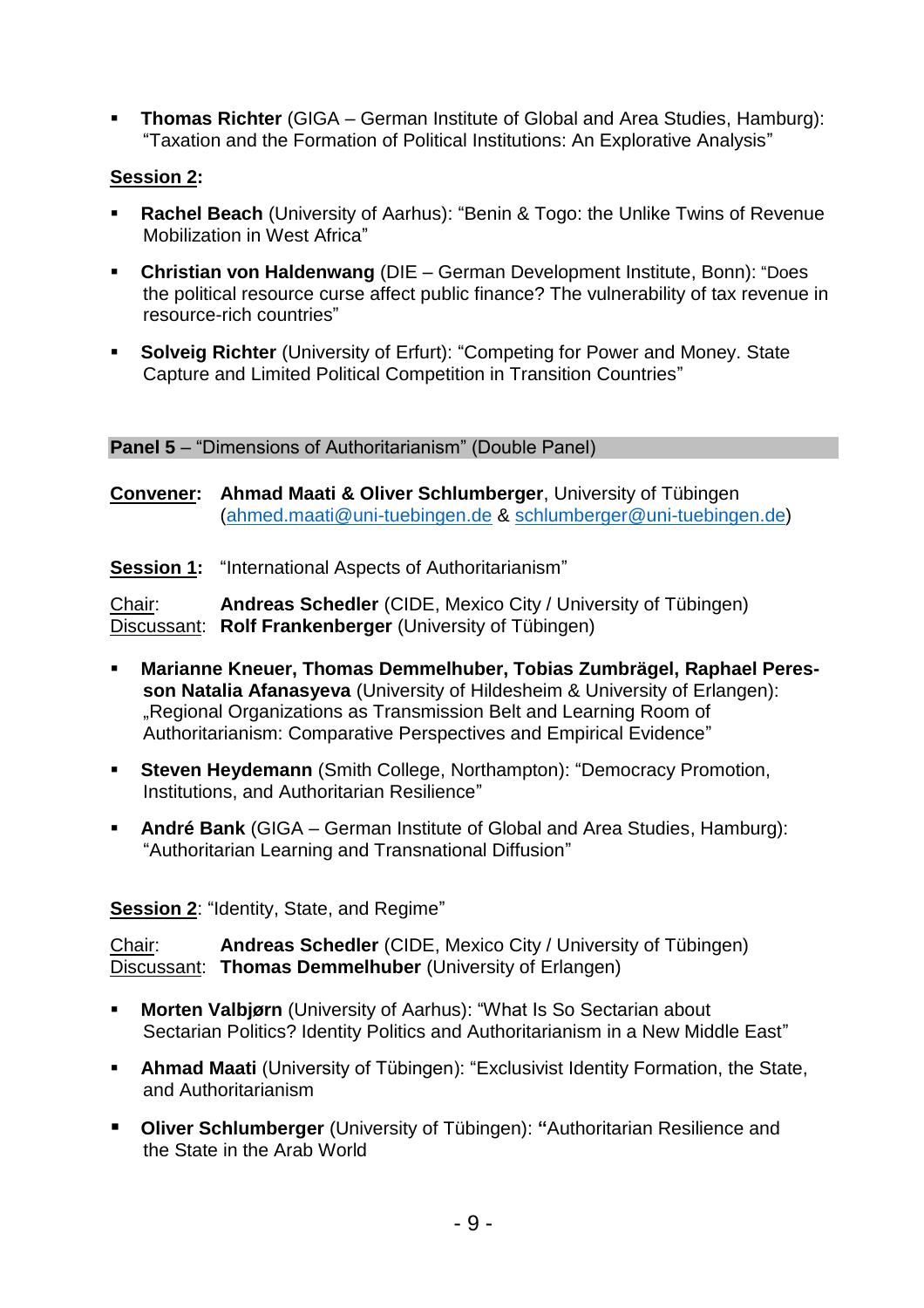- **Thomas Richter** (GIGA – German Institute of Global and Area Studies, Hamburg): "Taxation and the Formation of Political Institutions: An Explorative Analysis"

**Session 2:**

- **Rachel Beach** (University of Aarhus): "Benin & Togo: the Unlike Twins of Revenue Mobilization in West Africa"
- **Christian von Haldenwang** (DIE – German Development Institute, Bonn): "Does the political resource curse affect public finance? The vulnerability of tax revenue in resource-rich countries"
- **Solveig Richter** (University of Erfurt): "Competing for Power and Money. State Capture and Limited Political Competition in Transition Countries"

**Panel 5** – "Dimensions of Authoritarianism" (Double Panel)

**Convener:** **Ahmad Maati & Oliver Schlumberger**, University of Tübingen (ahmed.maati@uni-tuebingen.de & schlumberger@uni-tuebingen.de)

**Session 1:** "International Aspects of Authoritarianism"

Chair: **Andreas Schedler** (CIDE, Mexico City / University of Tübingen)
Discussant: **Rolf Frankenberger** (University of Tübingen)

- **Marianne Kneuer, Thomas Demmelhuber, Tobias Zumbrägel, Raphael Peresson Natalia Afanasyeva** (University of Hildesheim & University of Erlangen): „Regional Organizations as Transmission Belt and Learning Room of Authoritarianism: Comparative Perspectives and Empirical Evidence"
- **Steven Heydemann** (Smith College, Northampton): "Democracy Promotion, Institutions, and Authoritarian Resilience"
- **André Bank** (GIGA – German Institute of Global and Area Studies, Hamburg): "Authoritarian Learning and Transnational Diffusion"

**Session 2**: "Identity, State, and Regime"

Chair: **Andreas Schedler** (CIDE, Mexico City / University of Tübingen)
Discussant: **Thomas Demmelhuber** (University of Erlangen)

- **Morten Valbjørn** (University of Aarhus): "What Is So Sectarian about Sectarian Politics? Identity Politics and Authoritarianism in a New Middle East"
- **Ahmad Maati** (University of Tübingen): "Exclusivist Identity Formation, the State, and Authoritarianism
- **Oliver Schlumberger** (University of Tübingen): **"**Authoritarian Resilience and the State in the Arab World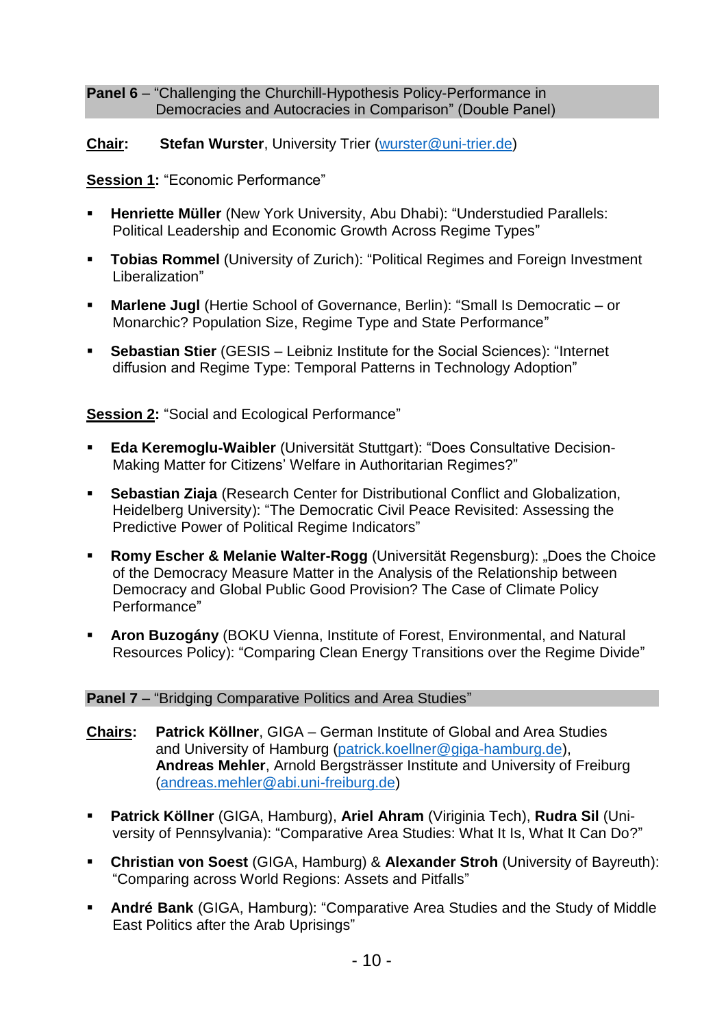## **Panel 6** – "Challenging the Churchill-Hypothesis Policy-Performance in Democracies and Autocracies in Comparison" (Double Panel)

**Chair:** **Stefan Wurster**, University Trier (wurster@uni-trier.de)

**Session 1:** "Economic Performance"

- **Henriette Müller** (New York University, Abu Dhabi): "Understudied Parallels: Political Leadership and Economic Growth Across Regime Types"
- **Tobias Rommel** (University of Zurich): "Political Regimes and Foreign Investment Liberalization"
- **Marlene Jugl** (Hertie School of Governance, Berlin): "Small Is Democratic – or Monarchic? Population Size, Regime Type and State Performance"
- **Sebastian Stier** (GESIS – Leibniz Institute for the Social Sciences): "Internet diffusion and Regime Type: Temporal Patterns in Technology Adoption"

**Session 2:** "Social and Ecological Performance"

- **Eda Keremoglu-Waibler** (Universität Stuttgart): "Does Consultative Decision-Making Matter for Citizens' Welfare in Authoritarian Regimes?"
- **Sebastian Ziaja** (Research Center for Distributional Conflict and Globalization, Heidelberg University): "The Democratic Civil Peace Revisited: Assessing the Predictive Power of Political Regime Indicators"
- **Romy Escher & Melanie Walter-Rogg** (Universität Regensburg): „Does the Choice of the Democracy Measure Matter in the Analysis of the Relationship between Democracy and Global Public Good Provision? The Case of Climate Policy Performance"
- **Aron Buzogány** (BOKU Vienna, Institute of Forest, Environmental, and Natural Resources Policy): "Comparing Clean Energy Transitions over the Regime Divide"

## **Panel 7** – "Bridging Comparative Politics and Area Studies"

**Chairs:** **Patrick Köllner**, GIGA – German Institute of Global and Area Studies and University of Hamburg (patrick.koellner@giga-hamburg.de), **Andreas Mehler**, Arnold Bergsträsser Institute and University of Freiburg (andreas.mehler@abi.uni-freiburg.de)

- **Patrick Köllner** (GIGA, Hamburg), **Ariel Ahram** (Viriginia Tech), **Rudra Sil** (University of Pennsylvania): "Comparative Area Studies: What It Is, What It Can Do?"
- **Christian von Soest** (GIGA, Hamburg) & **Alexander Stroh** (University of Bayreuth): "Comparing across World Regions: Assets and Pitfalls"
- **André Bank** (GIGA, Hamburg): "Comparative Area Studies and the Study of Middle East Politics after the Arab Uprisings"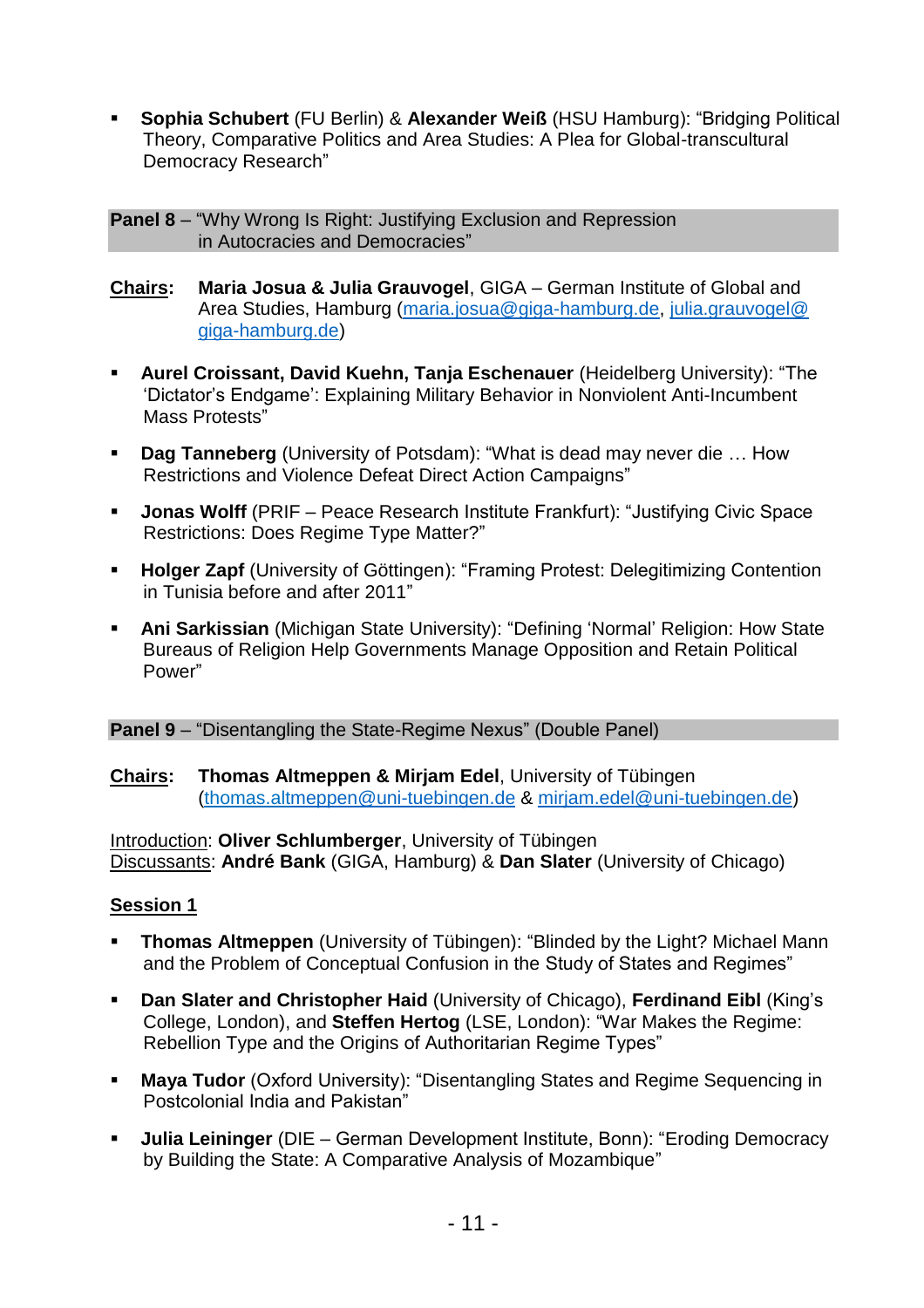- **Sophia Schubert** (FU Berlin) & **Alexander Weiß** (HSU Hamburg): "Bridging Political Theory, Comparative Politics and Area Studies: A Plea for Global-transcultural Democracy Research"

**Panel 8** – "Why Wrong Is Right: Justifying Exclusion and Repression in Autocracies and Democracies"

**Chairs:** **Maria Josua & Julia Grauvogel**, GIGA – German Institute of Global and Area Studies, Hamburg (maria.josua@giga-hamburg.de, julia.grauvogel@giga-hamburg.de)

- **Aurel Croissant, David Kuehn, Tanja Eschenauer** (Heidelberg University): "The 'Dictator's Endgame': Explaining Military Behavior in Nonviolent Anti-Incumbent Mass Protests"
- **Dag Tanneberg** (University of Potsdam): "What is dead may never die … How Restrictions and Violence Defeat Direct Action Campaigns"
- **Jonas Wolff** (PRIF – Peace Research Institute Frankfurt): "Justifying Civic Space Restrictions: Does Regime Type Matter?"
- **Holger Zapf** (University of Göttingen): "Framing Protest: Delegitimizing Contention in Tunisia before and after 2011"
- **Ani Sarkissian** (Michigan State University): "Defining 'Normal' Religion: How State Bureaus of Religion Help Governments Manage Opposition and Retain Political Power"

**Panel 9** – "Disentangling the State-Regime Nexus" (Double Panel)

**Chairs:** **Thomas Altmeppen & Mirjam Edel**, University of Tübingen (thomas.altmeppen@uni-tuebingen.de & mirjam.edel@uni-tuebingen.de)

Introduction: **Oliver Schlumberger**, University of Tübingen
Discussants: **André Bank** (GIGA, Hamburg) & **Dan Slater** (University of Chicago)

**Session 1**

- **Thomas Altmeppen** (University of Tübingen): "Blinded by the Light? Michael Mann and the Problem of Conceptual Confusion in the Study of States and Regimes"
- **Dan Slater and Christopher Haid** (University of Chicago), **Ferdinand Eibl** (King's College, London), and **Steffen Hertog** (LSE, London): "War Makes the Regime: Rebellion Type and the Origins of Authoritarian Regime Types"
- **Maya Tudor** (Oxford University): "Disentangling States and Regime Sequencing in Postcolonial India and Pakistan"
- **Julia Leininger** (DIE – German Development Institute, Bonn): "Eroding Democracy by Building the State: A Comparative Analysis of Mozambique"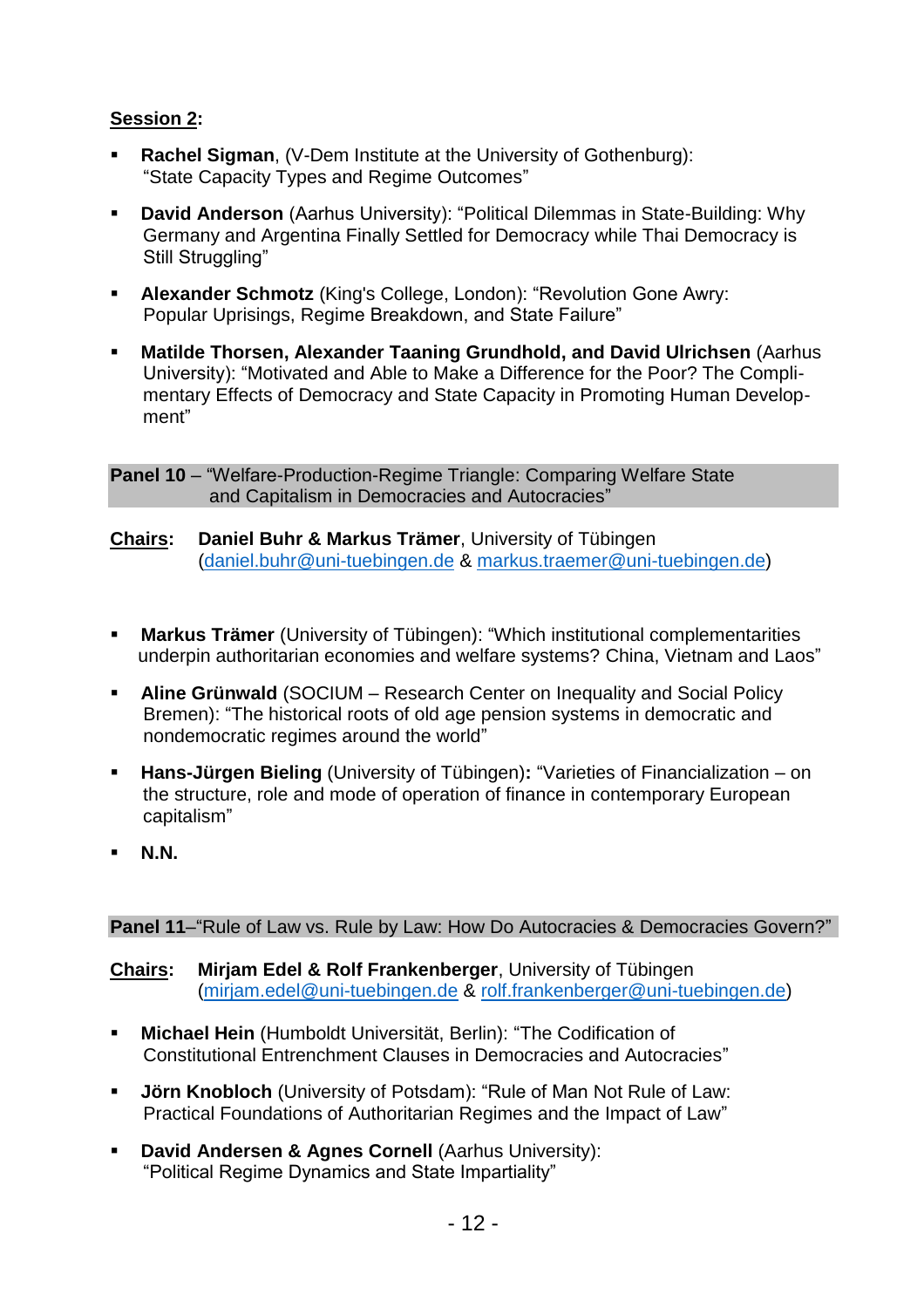**Session 2:**

- **Rachel Sigman**, (V-Dem Institute at the University of Gothenburg): "State Capacity Types and Regime Outcomes"
- **David Anderson** (Aarhus University): "Political Dilemmas in State-Building: Why Germany and Argentina Finally Settled for Democracy while Thai Democracy is Still Struggling"
- **Alexander Schmotz** (King's College, London): "Revolution Gone Awry: Popular Uprisings, Regime Breakdown, and State Failure"
- **Matilde Thorsen, Alexander Taaning Grundhold, and David Ulrichsen** (Aarhus University): "Motivated and Able to Make a Difference for the Poor? The Complimentary Effects of Democracy and State Capacity in Promoting Human Development"

**Panel 10** – "Welfare-Production-Regime Triangle: Comparing Welfare State and Capitalism in Democracies and Autocracies"

**Chairs:** **Daniel Buhr & Markus Trämer**, University of Tübingen (daniel.buhr@uni-tuebingen.de & markus.traemer@uni-tuebingen.de)

- **Markus Trämer** (University of Tübingen): "Which institutional complementarities underpin authoritarian economies and welfare systems? China, Vietnam and Laos"
- **Aline Grünwald** (SOCIUM – Research Center on Inequality and Social Policy Bremen): "The historical roots of old age pension systems in democratic and nondemocratic regimes around the world"
- **Hans-Jürgen Bieling** (University of Tübingen)**:** "Varieties of Financialization – on the structure, role and mode of operation of finance in contemporary European capitalism"
- **N.N.**

**Panel 11**–"Rule of Law vs. Rule by Law: How Do Autocracies & Democracies Govern?"

**Chairs:** **Mirjam Edel & Rolf Frankenberger**, University of Tübingen (mirjam.edel@uni-tuebingen.de & rolf.frankenberger@uni-tuebingen.de)

- **Michael Hein** (Humboldt Universität, Berlin): "The Codification of Constitutional Entrenchment Clauses in Democracies and Autocracies"
- **Jörn Knobloch** (University of Potsdam): "Rule of Man Not Rule of Law: Practical Foundations of Authoritarian Regimes and the Impact of Law"
- **David Andersen & Agnes Cornell** (Aarhus University): "Political Regime Dynamics and State Impartiality"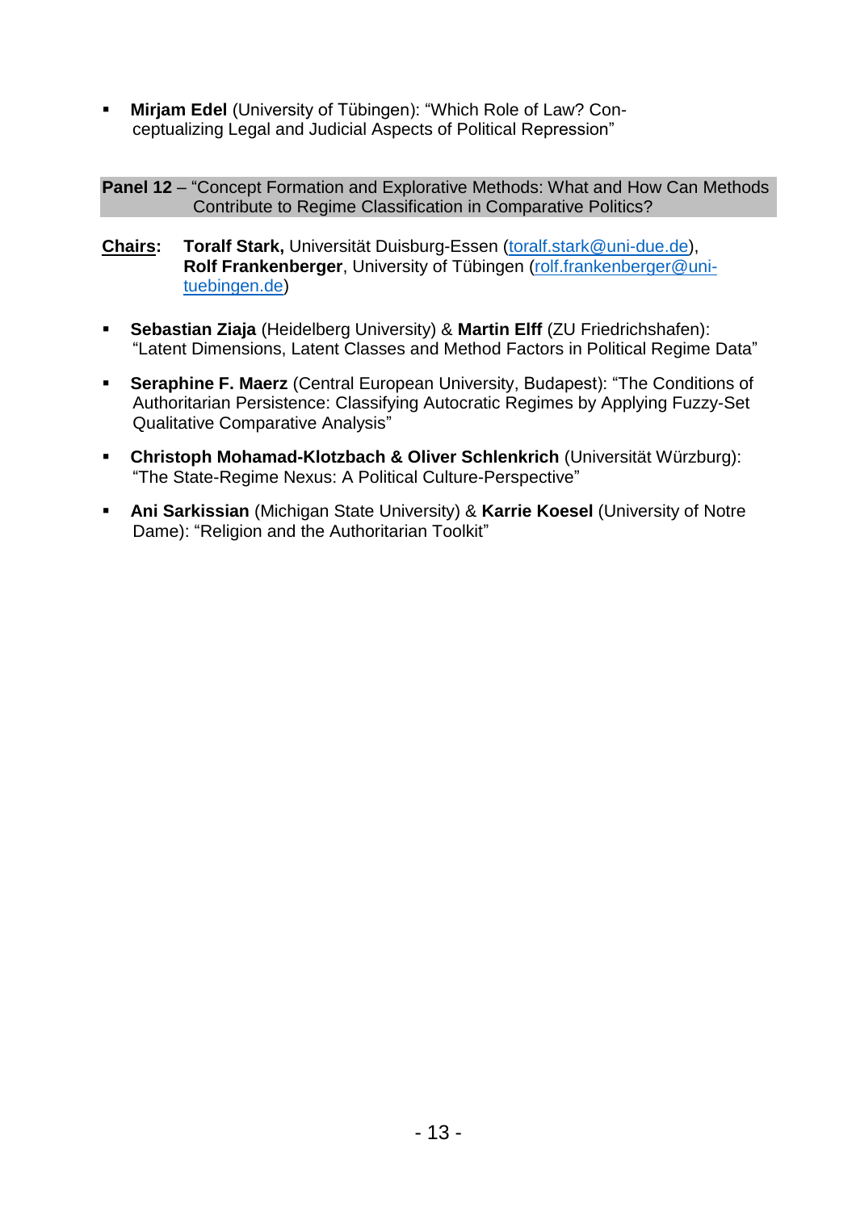- **Mirjam Edel** (University of Tübingen): "Which Role of Law? Conceptualizing Legal and Judicial Aspects of Political Repression"

**Panel 12** – "Concept Formation and Explorative Methods: What and How Can Methods Contribute to Regime Classification in Comparative Politics?

**Chairs:** **Toralf Stark,** Universität Duisburg-Essen (toralf.stark@uni-due.de), **Rolf Frankenberger**, University of Tübingen (rolf.frankenberger@uni-tuebingen.de)

- **Sebastian Ziaja** (Heidelberg University) & **Martin Elff** (ZU Friedrichshafen): "Latent Dimensions, Latent Classes and Method Factors in Political Regime Data"
- **Seraphine F. Maerz** (Central European University, Budapest): "The Conditions of Authoritarian Persistence: Classifying Autocratic Regimes by Applying Fuzzy-Set Qualitative Comparative Analysis"
- **Christoph Mohamad-Klotzbach & Oliver Schlenkrich** (Universität Würzburg): "The State-Regime Nexus: A Political Culture-Perspective"
- **Ani Sarkissian** (Michigan State University) & **Karrie Koesel** (University of Notre Dame): "Religion and the Authoritarian Toolkit"